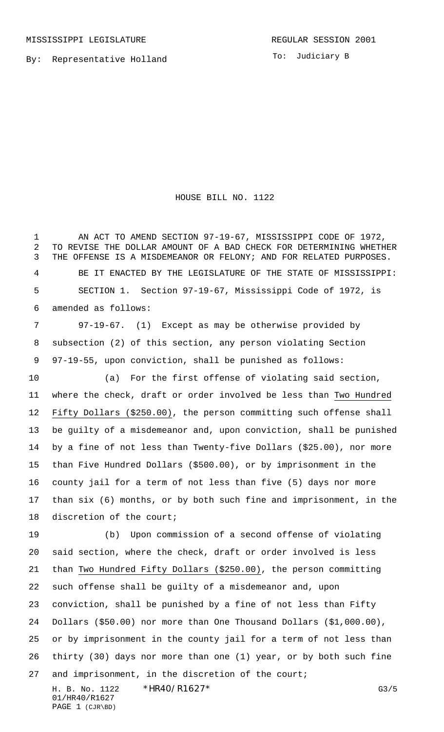MISSISSIPPI LEGISLATURE

REGULAR SESSION 2001

By: Representative Holland

To: Judiciary B

# HOUSE BILL NO. 1122

AN ACT TO AMEND SECTION 97-19-67, MISSISSIPPI CODE OF 1972, TO REVISE THE DOLLAR AMOUNT OF A BAD CHECK FOR DETERMINING WHETHER THE OFFENSE IS A MISDEMEANOR OR FELONY; AND FOR RELATED PURPOSES.

BE IT ENACTED BY THE LEGISLATURE OF THE STATE OF MISSISSIPPI:

SECTION 1. Section 97-19-67, Mississippi Code of 1972, is amended as follows:

97-19-67. (1) Except as may be otherwise provided by subsection (2) of this section, any person violating Section 97-19-55, upon conviction, shall be punished as follows:

(a) For the first offense of violating said section, where the check, draft or order involved be less than Two Hundred Fifty Dollars ($250.00), the person committing such offense shall be guilty of a misdemeanor and, upon conviction, shall be punished by a fine of not less than Twenty-five Dollars ($25.00), nor more than Five Hundred Dollars ($500.00), or by imprisonment in the county jail for a term of not less than five (5) days nor more than six (6) months, or by both such fine and imprisonment, in the discretion of the court;

(b) Upon commission of a second offense of violating said section, where the check, draft or order involved is less than Two Hundred Fifty Dollars ($250.00), the person committing such offense shall be guilty of a misdemeanor and, upon conviction, shall be punished by a fine of not less than Fifty Dollars ($50.00) nor more than One Thousand Dollars ($1,000.00), or by imprisonment in the county jail for a term of not less than thirty (30) days nor more than one (1) year, or by both such fine and imprisonment, in the discretion of the court;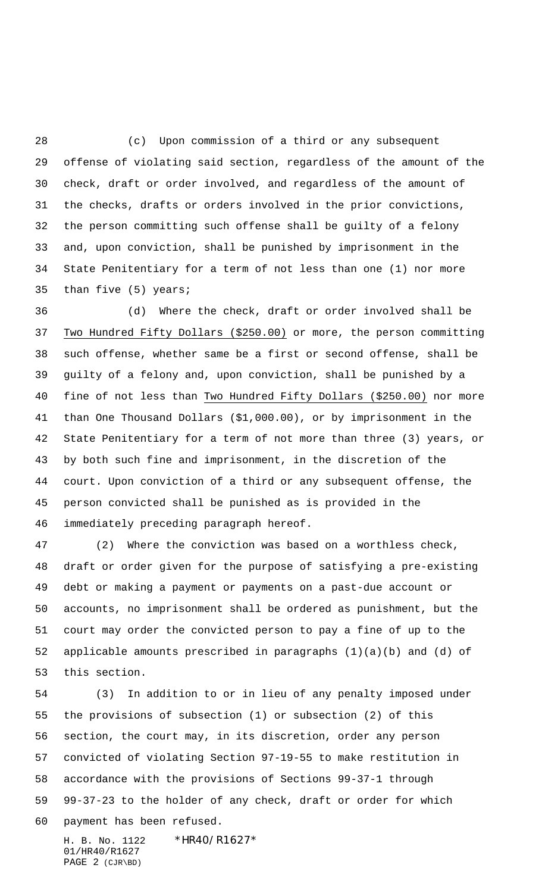(c) Upon commission of a third or any subsequent offense of violating said section, regardless of the amount of the check, draft or order involved, and regardless of the amount of the checks, drafts or orders involved in the prior convictions, the person committing such offense shall be guilty of a felony and, upon conviction, shall be punished by imprisonment in the State Penitentiary for a term of not less than one (1) nor more than five (5) years;

(d) Where the check, draft or order involved shall be Two Hundred Fifty Dollars ($250.00) or more, the person committing such offense, whether same be a first or second offense, shall be guilty of a felony and, upon conviction, shall be punished by a fine of not less than Two Hundred Fifty Dollars ($250.00) nor more than One Thousand Dollars ($1,000.00), or by imprisonment in the State Penitentiary for a term of not more than three (3) years, or by both such fine and imprisonment, in the discretion of the court. Upon conviction of a third or any subsequent offense, the person convicted shall be punished as is provided in the immediately preceding paragraph hereof.

(2) Where the conviction was based on a worthless check, draft or order given for the purpose of satisfying a pre-existing debt or making a payment or payments on a past-due account or accounts, no imprisonment shall be ordered as punishment, but the court may order the convicted person to pay a fine of up to the applicable amounts prescribed in paragraphs (1)(a)(b) and (d) of this section.

(3) In addition to or in lieu of any penalty imposed under the provisions of subsection (1) or subsection (2) of this section, the court may, in its discretion, order any person convicted of violating Section 97-19-55 to make restitution in accordance with the provisions of Sections 99-37-1 through 99-37-23 to the holder of any check, draft or order for which payment has been refused.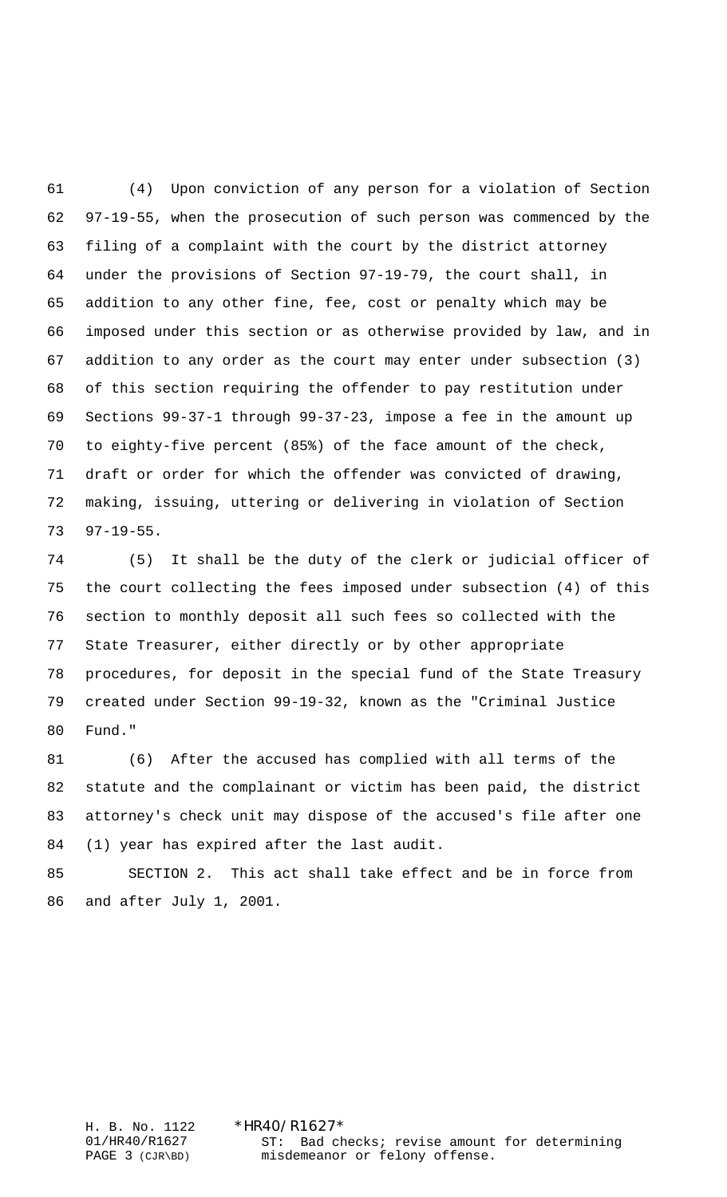(4) Upon conviction of any person for a violation of Section 97-19-55, when the prosecution of such person was commenced by the filing of a complaint with the court by the district attorney under the provisions of Section 97-19-79, the court shall, in addition to any other fine, fee, cost or penalty which may be imposed under this section or as otherwise provided by law, and in addition to any order as the court may enter under subsection (3) of this section requiring the offender to pay restitution under Sections 99-37-1 through 99-37-23, impose a fee in the amount up to eighty-five percent (85%) of the face amount of the check, draft or order for which the offender was convicted of drawing, making, issuing, uttering or delivering in violation of Section 97-19-55.

(5) It shall be the duty of the clerk or judicial officer of the court collecting the fees imposed under subsection (4) of this section to monthly deposit all such fees so collected with the State Treasurer, either directly or by other appropriate procedures, for deposit in the special fund of the State Treasury created under Section 99-19-32, known as the "Criminal Justice Fund."

(6) After the accused has complied with all terms of the statute and the complainant or victim has been paid, the district attorney's check unit may dispose of the accused's file after one (1) year has expired after the last audit.

SECTION 2. This act shall take effect and be in force from and after July 1, 2001.

ST: Bad checks; revise amount for determining misdemeanor or felony offense.